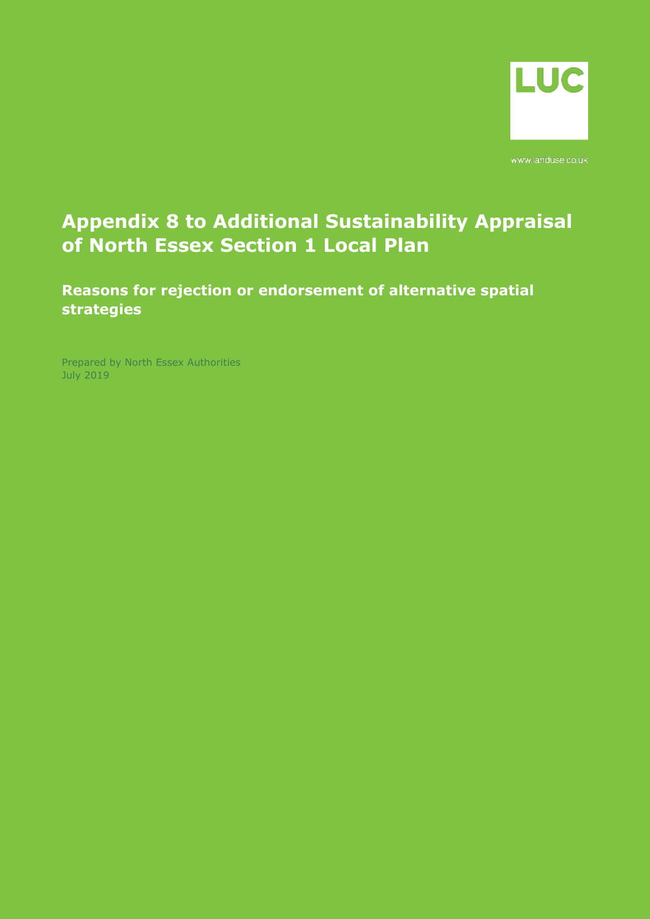LUC

www.landuse.co.uk

# Appendix 8 to Additional Sustainability Appraisal of North Essex Section 1 Local Plan

## Reasons for rejection or endorsement of alternative spatial strategies

Prepared by North Essex Authorities
July 2019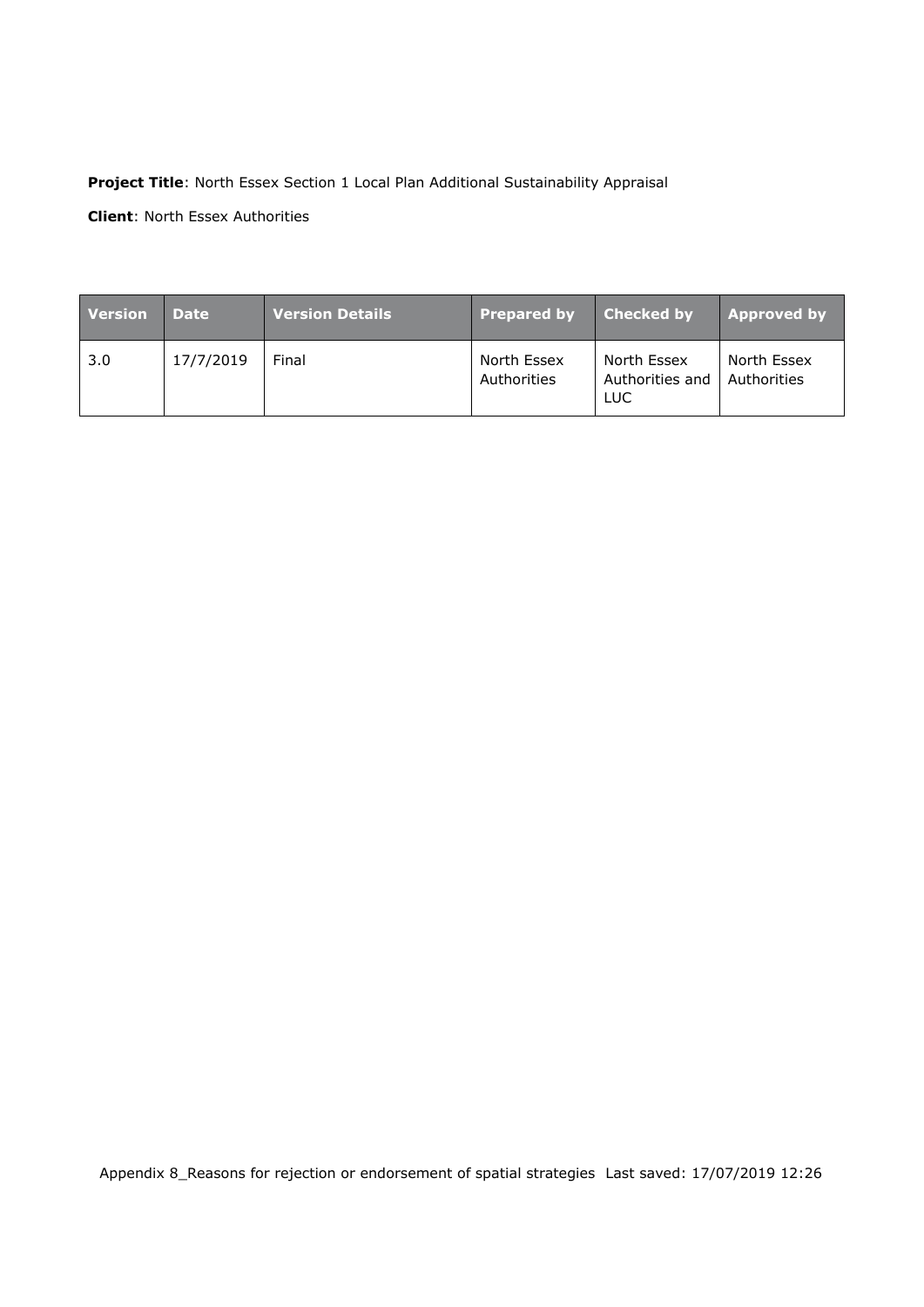**Project Title**: North Essex Section 1 Local Plan Additional Sustainability Appraisal

**Client**: North Essex Authorities

| Version | Date | Version Details | Prepared by | Checked by | Approved by |
|---|---|---|---|---|---|
| 3.0 | 17/7/2019 | Final | North Essex Authorities | North Essex Authorities and LUC | North Essex Authorities |

Appendix 8_Reasons for rejection or endorsement of spatial strategies Last saved: 17/07/2019 12:26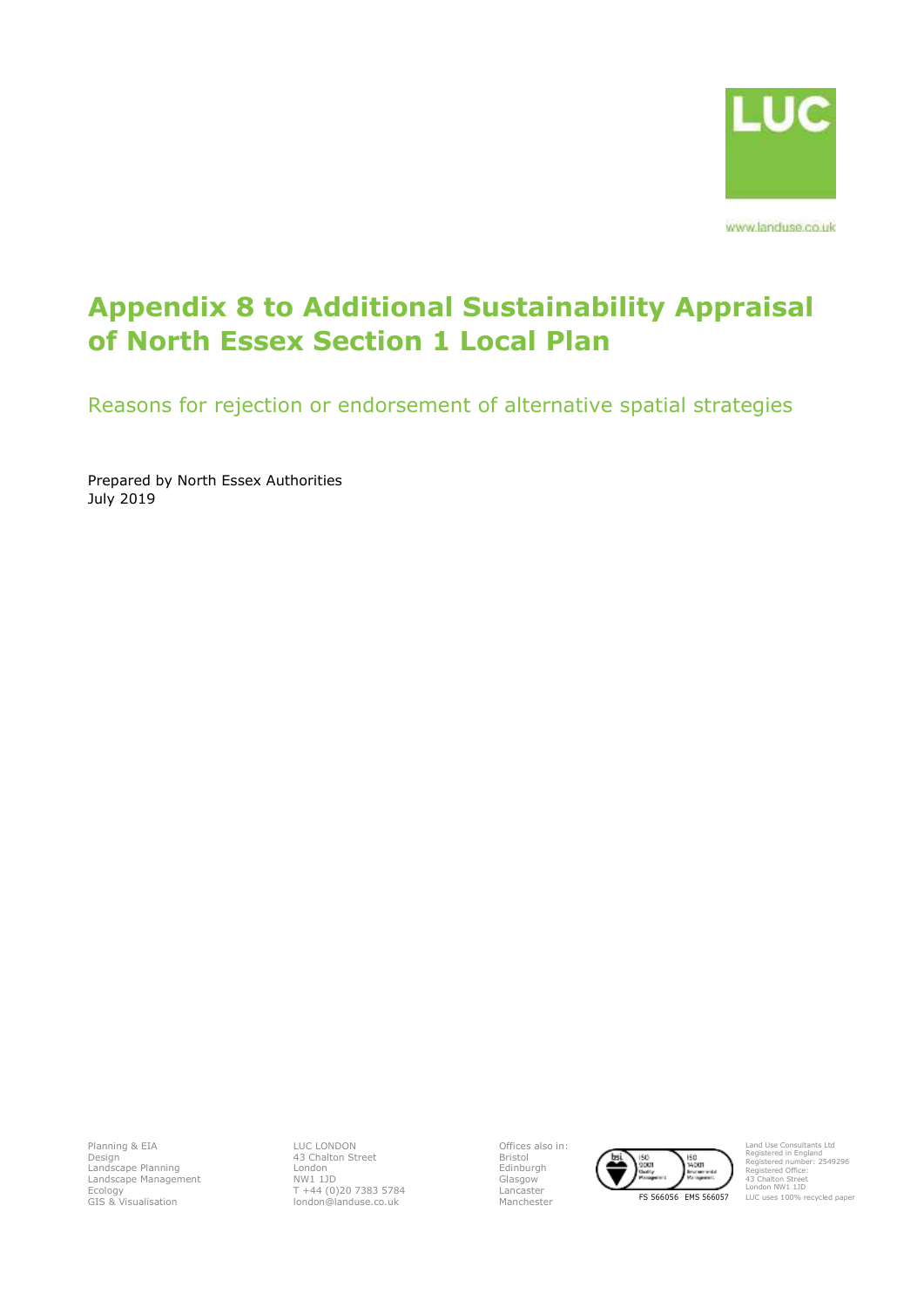# Appendix 8 to Additional Sustainability Appraisal of North Essex Section 1 Local Plan

Reasons for rejection or endorsement of alternative spatial strategies

Prepared by North Essex Authorities
July 2019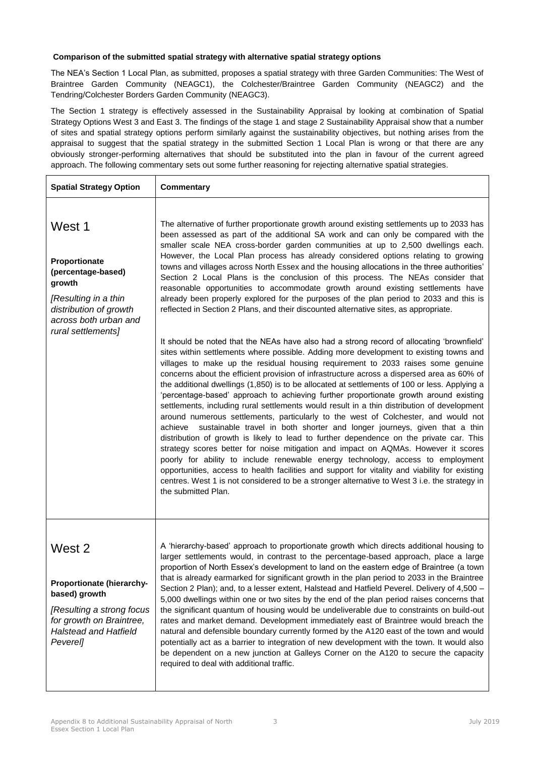**Comparison of the submitted spatial strategy with alternative spatial strategy options**

The NEA's Section 1 Local Plan, as submitted, proposes a spatial strategy with three Garden Communities: The West of Braintree Garden Community (NEAGC1), the Colchester/Braintree Garden Community (NEAGC2) and the Tendring/Colchester Borders Garden Community (NEAGC3).

The Section 1 strategy is effectively assessed in the Sustainability Appraisal by looking at combination of Spatial Strategy Options West 3 and East 3. The findings of the stage 1 and stage 2 Sustainability Appraisal show that a number of sites and spatial strategy options perform similarly against the sustainability objectives, but nothing arises from the appraisal to suggest that the spatial strategy in the submitted Section 1 Local Plan is wrong or that there are any obviously stronger-performing alternatives that should be substituted into the plan in favour of the current agreed approach. The following commentary sets out some further reasoning for rejecting alternative spatial strategies.

| Spatial Strategy Option | Commentary |
| --- | --- |
| West 1<br><br>**Proportionate (percentage-based) growth**<br><br>*[Resulting in a thin distribution of growth across both urban and rural settlements]* | The alternative of further proportionate growth around existing settlements up to 2033 has been assessed as part of the additional SA work and can only be compared with the smaller scale NEA cross-border garden communities at up to 2,500 dwellings each. However, the Local Plan process has already considered options relating to growing towns and villages across North Essex and the housing allocations in the three authorities' Section 2 Local Plans is the conclusion of this process. The NEAs consider that reasonable opportunities to accommodate growth around existing settlements have already been properly explored for the purposes of the plan period to 2033 and this is reflected in Section 2 Plans, and their discounted alternative sites, as appropriate.<br><br>It should be noted that the NEAs have also had a strong record of allocating 'brownfield' sites within settlements where possible. Adding more development to existing towns and villages to make up the residual housing requirement to 2033 raises some genuine concerns about the efficient provision of infrastructure across a dispersed area as 60% of the additional dwellings (1,850) is to be allocated at settlements of 100 or less. Applying a 'percentage-based' approach to achieving further proportionate growth around existing settlements, including rural settlements would result in a thin distribution of development around numerous settlements, particularly to the west of Colchester, and would not achieve sustainable travel in both shorter and longer journeys, given that a thin distribution of growth is likely to lead to further dependence on the private car. This strategy scores better for noise mitigation and impact on AQMAs. However it scores poorly for ability to include renewable energy technology, access to employment opportunities, access to health facilities and support for vitality and viability for existing centres. West 1 is not considered to be a stronger alternative to West 3 i.e. the strategy in the submitted Plan. |
| West 2<br><br>**Proportionate (hierarchy-based) growth**<br><br>*[Resulting a strong focus for growth on Braintree, Halstead and Hatfield Peverel]* | A 'hierarchy-based' approach to proportionate growth which directs additional housing to larger settlements would, in contrast to the percentage-based approach, place a large proportion of North Essex's development to land on the eastern edge of Braintree (a town that is already earmarked for significant growth in the plan period to 2033 in the Braintree Section 2 Plan); and, to a lesser extent, Halstead and Hatfield Peverel. Delivery of 4,500 – 5,000 dwellings within one or two sites by the end of the plan period raises concerns that the significant quantum of housing would be undeliverable due to constraints on build-out rates and market demand. Development immediately east of Braintree would breach the natural and defensible boundary currently formed by the A120 east of the town and would potentially act as a barrier to integration of new development with the town. It would also be dependent on a new junction at Galleys Corner on the A120 to secure the capacity required to deal with additional traffic. |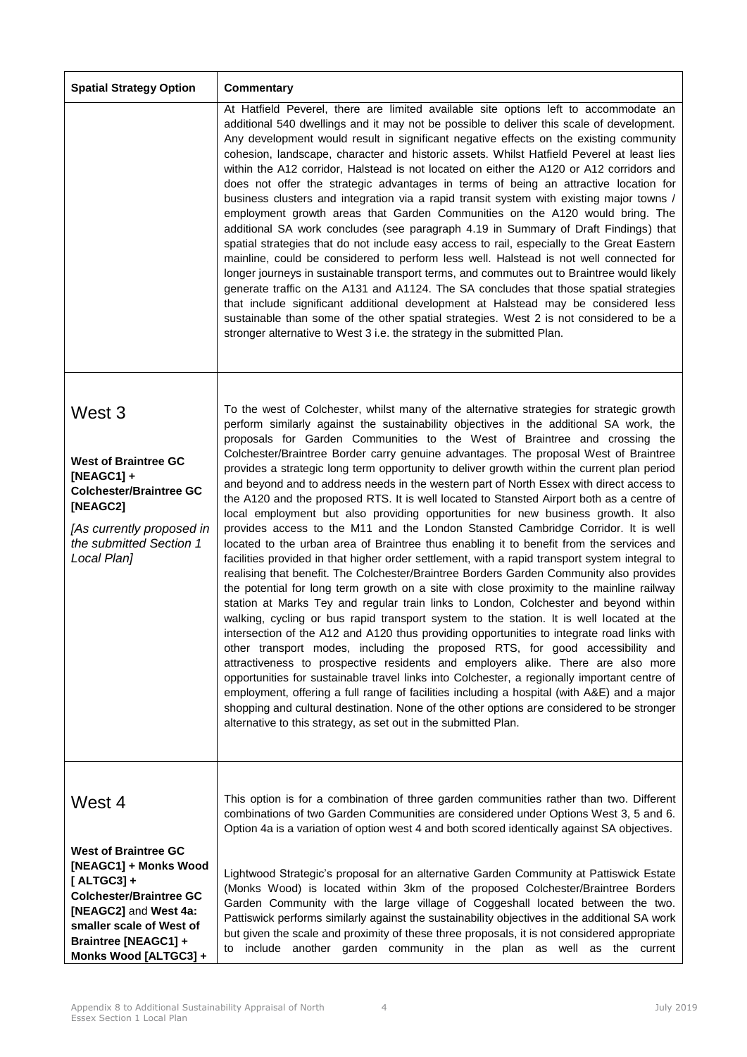| Spatial Strategy Option | Commentary |
|---|---|
| | At Hatfield Peverel, there are limited available site options left to accommodate an additional 540 dwellings and it may not be possible to deliver this scale of development. Any development would result in significant negative effects on the existing community cohesion, landscape, character and historic assets. Whilst Hatfield Peverel at least lies within the A12 corridor, Halstead is not located on either the A120 or A12 corridors and does not offer the strategic advantages in terms of being an attractive location for business clusters and integration via a rapid transit system with existing major towns / employment growth areas that Garden Communities on the A120 would bring. The additional SA work concludes (see paragraph 4.19 in Summary of Draft Findings) that spatial strategies that do not include easy access to rail, especially to the Great Eastern mainline, could be considered to perform less well. Halstead is not well connected for longer journeys in sustainable transport terms, and commutes out to Braintree would likely generate traffic on the A131 and A1124. The SA concludes that those spatial strategies that include significant additional development at Halstead may be considered less sustainable than some of the other spatial strategies. West 2 is not considered to be a stronger alternative to West 3 i.e. the strategy in the submitted Plan. |
| West 3<br><br>**West of Braintree GC [NEAGC1] + Colchester/Braintree GC [NEAGC2]**<br><br>*[As currently proposed in the submitted Section 1 Local Plan]* | To the west of Colchester, whilst many of the alternative strategies for strategic growth perform similarly against the sustainability objectives in the additional SA work, the proposals for Garden Communities to the West of Braintree and crossing the Colchester/Braintree Border carry genuine advantages. The proposal West of Braintree provides a strategic long term opportunity to deliver growth within the current plan period and beyond and to address needs in the western part of North Essex with direct access to the A120 and the proposed RTS. It is well located to Stansted Airport both as a centre of local employment but also providing opportunities for new business growth. It also provides access to the M11 and the London Stansted Cambridge Corridor. It is well located to the urban area of Braintree thus enabling it to benefit from the services and facilities provided in that higher order settlement, with a rapid transport system integral to realising that benefit. The Colchester/Braintree Borders Garden Community also provides the potential for long term growth on a site with close proximity to the mainline railway station at Marks Tey and regular train links to London, Colchester and beyond within walking, cycling or bus rapid transport system to the station. It is well located at the intersection of the A12 and A120 thus providing opportunities to integrate road links with other transport modes, including the proposed RTS, for good accessibility and attractiveness to prospective residents and employers alike. There are also more opportunities for sustainable travel links into Colchester, a regionally important centre of employment, offering a full range of facilities including a hospital (with A&E) and a major shopping and cultural destination. None of the other options are considered to be stronger alternative to this strategy, as set out in the submitted Plan. |
| West 4<br><br>**West of Braintree GC [NEAGC1] + Monks Wood [ ALTGC3] + Colchester/Braintree GC [NEAGC2]** and **West 4a: smaller scale of West of Braintree [NEAGC1] + Monks Wood [ALTGC3] +** | This option is for a combination of three garden communities rather than two. Different combinations of two Garden Communities are considered under Options West 3, 5 and 6. Option 4a is a variation of option west 4 and both scored identically against SA objectives.<br><br>Lightwood Strategic's proposal for an alternative Garden Community at Pattiswick Estate (Monks Wood) is located within 3km of the proposed Colchester/Braintree Borders Garden Community with the large village of Coggeshall located between the two. Pattiswick performs similarly against the sustainability objectives in the additional SA work but given the scale and proximity of these three proposals, it is not considered appropriate to include another garden community in the plan as well as the current |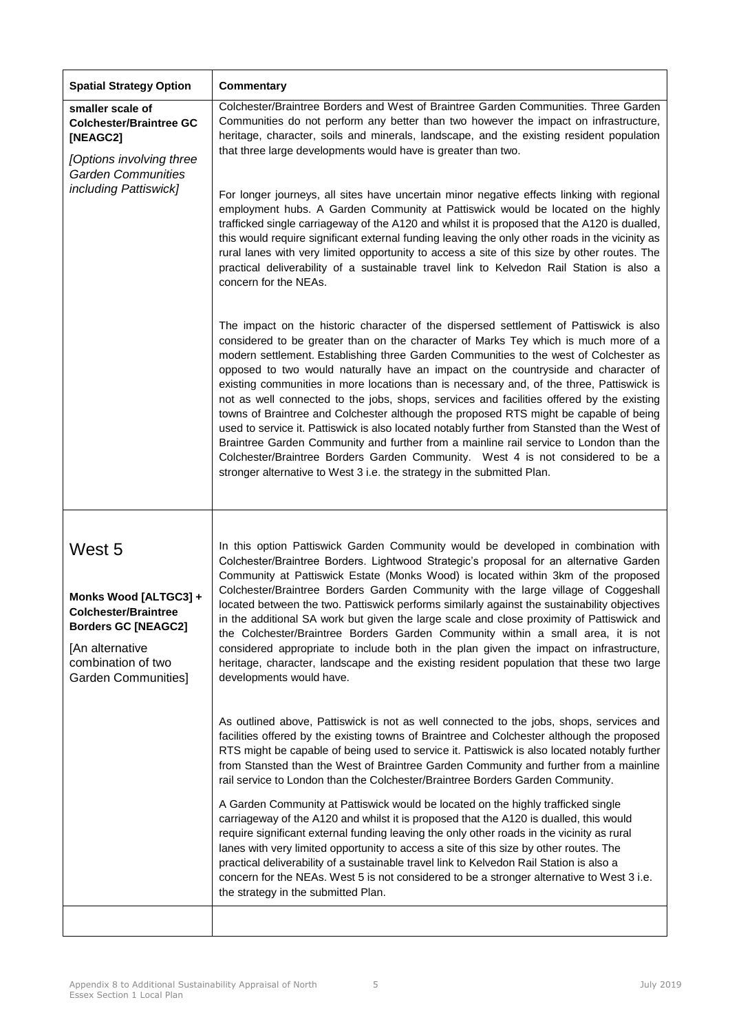| Spatial Strategy Option | Commentary |
|---|---|
| **smaller scale of Colchester/Braintree GC [NEAGC2]**<br><br>*[Options involving three Garden Communities including Pattiswick]* | Colchester/Braintree Borders and West of Braintree Garden Communities. Three Garden Communities do not perform any better than two however the impact on infrastructure, heritage, character, soils and minerals, landscape, and the existing resident population that three large developments would have is greater than two.<br><br>For longer journeys, all sites have uncertain minor negative effects linking with regional employment hubs. A Garden Community at Pattiswick would be located on the highly trafficked single carriageway of the A120 and whilst it is proposed that the A120 is dualled, this would require significant external funding leaving the only other roads in the vicinity as rural lanes with very limited opportunity to access a site of this size by other routes. The practical deliverability of a sustainable travel link to Kelvedon Rail Station is also a concern for the NEAs.<br><br>The impact on the historic character of the dispersed settlement of Pattiswick is also considered to be greater than on the character of Marks Tey which is much more of a modern settlement. Establishing three Garden Communities to the west of Colchester as opposed to two would naturally have an impact on the countryside and character of existing communities in more locations than is necessary and, of the three, Pattiswick is not as well connected to the jobs, shops, services and facilities offered by the existing towns of Braintree and Colchester although the proposed RTS might be capable of being used to service it. Pattiswick is also located notably further from Stansted than the West of Braintree Garden Community and further from a mainline rail service to London than the Colchester/Braintree Borders Garden Community. West 4 is not considered to be a stronger alternative to West 3 i.e. the strategy in the submitted Plan. |
| West 5<br><br>**Monks Wood [ALTGC3] + Colchester/Braintree Borders GC [NEAGC2]**<br><br>[An alternative combination of two Garden Communities] | In this option Pattiswick Garden Community would be developed in combination with Colchester/Braintree Borders. Lightwood Strategic's proposal for an alternative Garden Community at Pattiswick Estate (Monks Wood) is located within 3km of the proposed Colchester/Braintree Borders Garden Community with the large village of Coggeshall located between the two. Pattiswick performs similarly against the sustainability objectives in the additional SA work but given the large scale and close proximity of Pattiswick and the Colchester/Braintree Borders Garden Community within a small area, it is not considered appropriate to include both in the plan given the impact on infrastructure, heritage, character, landscape and the existing resident population that these two large developments would have.<br><br>As outlined above, Pattiswick is not as well connected to the jobs, shops, services and facilities offered by the existing towns of Braintree and Colchester although the proposed RTS might be capable of being used to service it. Pattiswick is also located notably further from Stansted than the West of Braintree Garden Community and further from a mainline rail service to London than the Colchester/Braintree Borders Garden Community.<br><br>A Garden Community at Pattiswick would be located on the highly trafficked single carriageway of the A120 and whilst it is proposed that the A120 is dualled, this would require significant external funding leaving the only other roads in the vicinity as rural lanes with very limited opportunity to access a site of this size by other routes. The practical deliverability of a sustainable travel link to Kelvedon Rail Station is also a concern for the NEAs. West 5 is not considered to be a stronger alternative to West 3 i.e. the strategy in the submitted Plan. |
| | |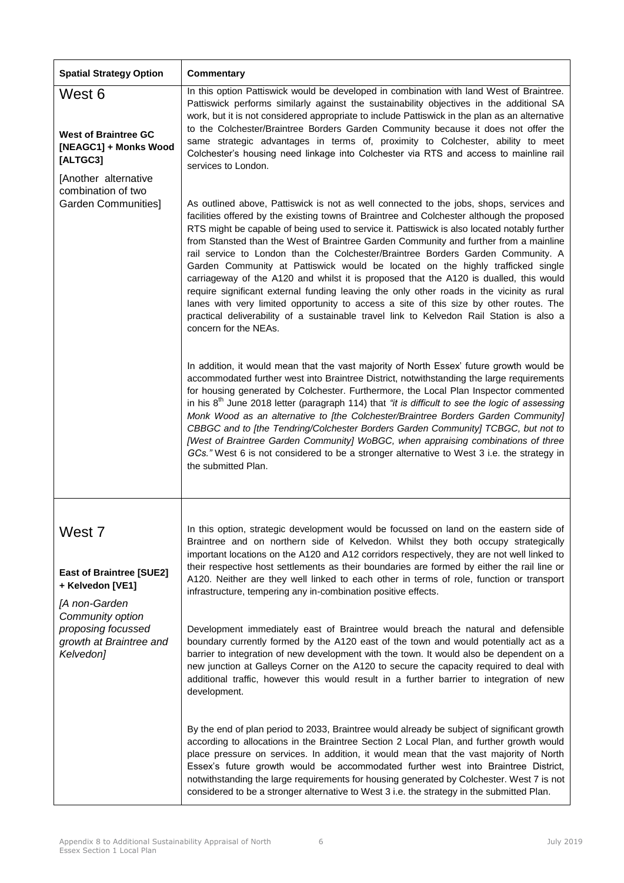| Spatial Strategy Option | Commentary |
|---|---|
| West 6<br><br>**West of Braintree GC [NEAGC1] + Monks Wood [ALTGC3]**<br><br>[Another alternative combination of two Garden Communities] | In this option Pattiswick would be developed in combination with land West of Braintree. Pattiswick performs similarly against the sustainability objectives in the additional SA work, but it is not considered appropriate to include Pattiswick in the plan as an alternative to the Colchester/Braintree Borders Garden Community because it does not offer the same strategic advantages in terms of, proximity to Colchester, ability to meet Colchester's housing need linkage into Colchester via RTS and access to mainline rail services to London.<br><br>As outlined above, Pattiswick is not as well connected to the jobs, shops, services and facilities offered by the existing towns of Braintree and Colchester although the proposed RTS might be capable of being used to service it. Pattiswick is also located notably further from Stansted than the West of Braintree Garden Community and further from a mainline rail service to London than the Colchester/Braintree Borders Garden Community. A Garden Community at Pattiswick would be located on the highly trafficked single carriageway of the A120 and whilst it is proposed that the A120 is dualled, this would require significant external funding leaving the only other roads in the vicinity as rural lanes with very limited opportunity to access a site of this size by other routes. The practical deliverability of a sustainable travel link to Kelvedon Rail Station is also a concern for the NEAs.<br><br>In addition, it would mean that the vast majority of North Essex' future growth would be accommodated further west into Braintree District, notwithstanding the large requirements for housing generated by Colchester. Furthermore, the Local Plan Inspector commented in his 8th June 2018 letter (paragraph 114) that *"it is difficult to see the logic of assessing Monk Wood as an alternative to [the Colchester/Braintree Borders Garden Community] CBBGC and to [the Tendring/Colchester Borders Garden Community] TCBGC, but not to [West of Braintree Garden Community] WoBGC, when appraising combinations of three GCs."* West 6 is not considered to be a stronger alternative to West 3 i.e. the strategy in the submitted Plan. |
| West 7<br><br>**East of Braintree [SUE2] + Kelvedon [VE1]**<br><br>*[A non-Garden Community option proposing focussed growth at Braintree and Kelvedon]* | In this option, strategic development would be focussed on land on the eastern side of Braintree and on northern side of Kelvedon. Whilst they both occupy strategically important locations on the A120 and A12 corridors respectively, they are not well linked to their respective host settlements as their boundaries are formed by either the rail line or A120. Neither are they well linked to each other in terms of role, function or transport infrastructure, tempering any in-combination positive effects.<br><br>Development immediately east of Braintree would breach the natural and defensible boundary currently formed by the A120 east of the town and would potentially act as a barrier to integration of new development with the town. It would also be dependent on a new junction at Galleys Corner on the A120 to secure the capacity required to deal with additional traffic, however this would result in a further barrier to integration of new development.<br><br>By the end of plan period to 2033, Braintree would already be subject of significant growth according to allocations in the Braintree Section 2 Local Plan, and further growth would place pressure on services. In addition, it would mean that the vast majority of North Essex's future growth would be accommodated further west into Braintree District, notwithstanding the large requirements for housing generated by Colchester. West 7 is not considered to be a stronger alternative to West 3 i.e. the strategy in the submitted Plan. |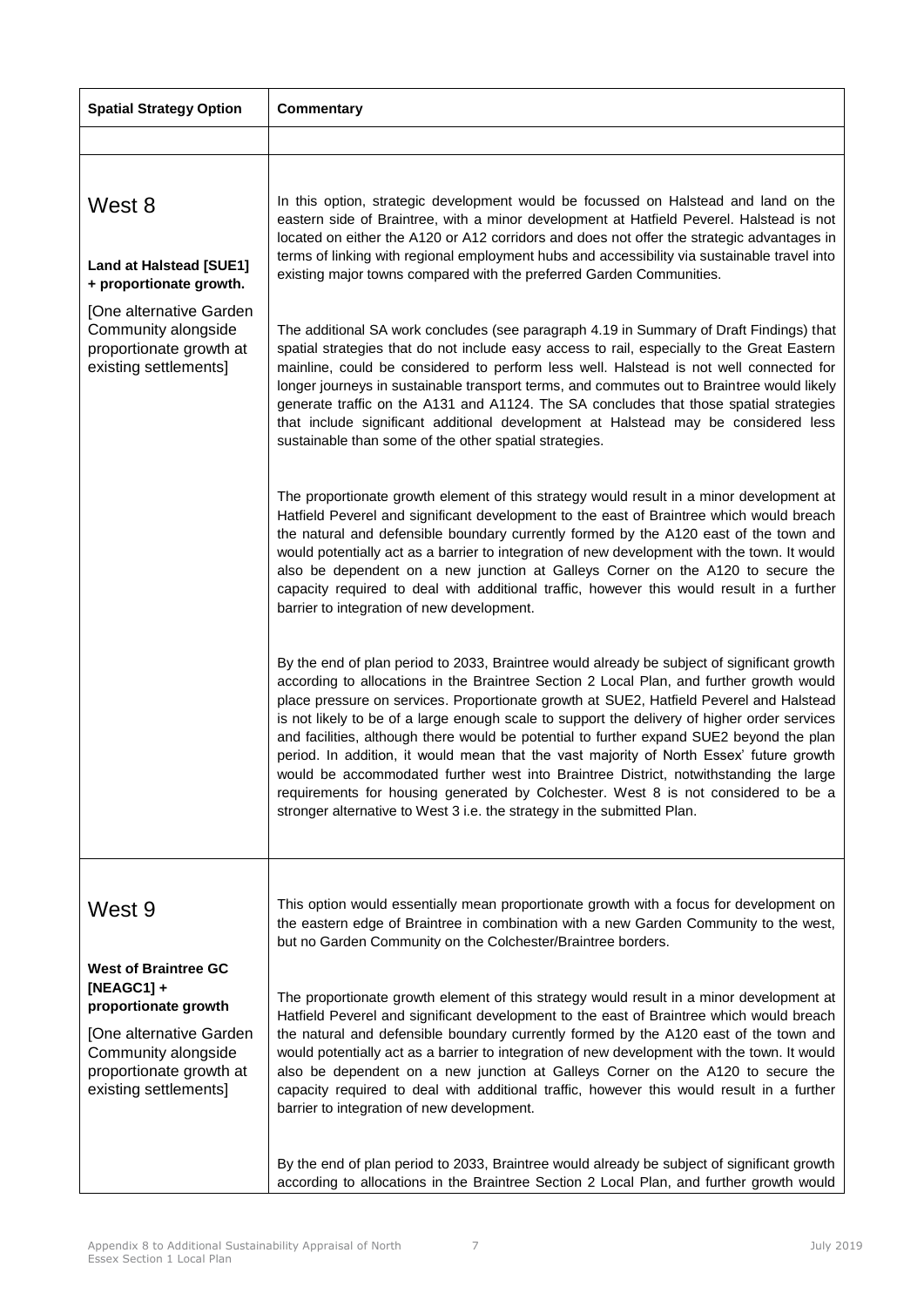| Spatial Strategy Option | Commentary |
| --- | --- |
| | |
| **West 8**<br><br>**Land at Halstead [SUE1] + proportionate growth.**<br><br>[One alternative Garden Community alongside proportionate growth at existing settlements] | In this option, strategic development would be focussed on Halstead and land on the eastern side of Braintree, with a minor development at Hatfield Peverel. Halstead is not located on either the A120 or A12 corridors and does not offer the strategic advantages in terms of linking with regional employment hubs and accessibility via sustainable travel into existing major towns compared with the preferred Garden Communities.<br><br>The additional SA work concludes (see paragraph 4.19 in Summary of Draft Findings) that spatial strategies that do not include easy access to rail, especially to the Great Eastern mainline, could be considered to perform less well. Halstead is not well connected for longer journeys in sustainable transport terms, and commutes out to Braintree would likely generate traffic on the A131 and A1124. The SA concludes that those spatial strategies that include significant additional development at Halstead may be considered less sustainable than some of the other spatial strategies.<br><br>The proportionate growth element of this strategy would result in a minor development at Hatfield Peverel and significant development to the east of Braintree which would breach the natural and defensible boundary currently formed by the A120 east of the town and would potentially act as a barrier to integration of new development with the town. It would also be dependent on a new junction at Galleys Corner on the A120 to secure the capacity required to deal with additional traffic, however this would result in a further barrier to integration of new development.<br><br>By the end of plan period to 2033, Braintree would already be subject of significant growth according to allocations in the Braintree Section 2 Local Plan, and further growth would place pressure on services. Proportionate growth at SUE2, Hatfield Peverel and Halstead is not likely to be of a large enough scale to support the delivery of higher order services and facilities, although there would be potential to further expand SUE2 beyond the plan period. In addition, it would mean that the vast majority of North Essex' future growth would be accommodated further west into Braintree District, notwithstanding the large requirements for housing generated by Colchester. West 8 is not considered to be a stronger alternative to West 3 i.e. the strategy in the submitted Plan. |
| **West 9**<br><br>**West of Braintree GC [NEAGC1] + proportionate growth**<br><br>[One alternative Garden Community alongside proportionate growth at existing settlements] | This option would essentially mean proportionate growth with a focus for development on the eastern edge of Braintree in combination with a new Garden Community to the west, but no Garden Community on the Colchester/Braintree borders.<br><br>The proportionate growth element of this strategy would result in a minor development at Hatfield Peverel and significant development to the east of Braintree which would breach the natural and defensible boundary currently formed by the A120 east of the town and would potentially act as a barrier to integration of new development with the town. It would also be dependent on a new junction at Galleys Corner on the A120 to secure the capacity required to deal with additional traffic, however this would result in a further barrier to integration of new development.<br><br>By the end of plan period to 2033, Braintree would already be subject of significant growth according to allocations in the Braintree Section 2 Local Plan, and further growth would |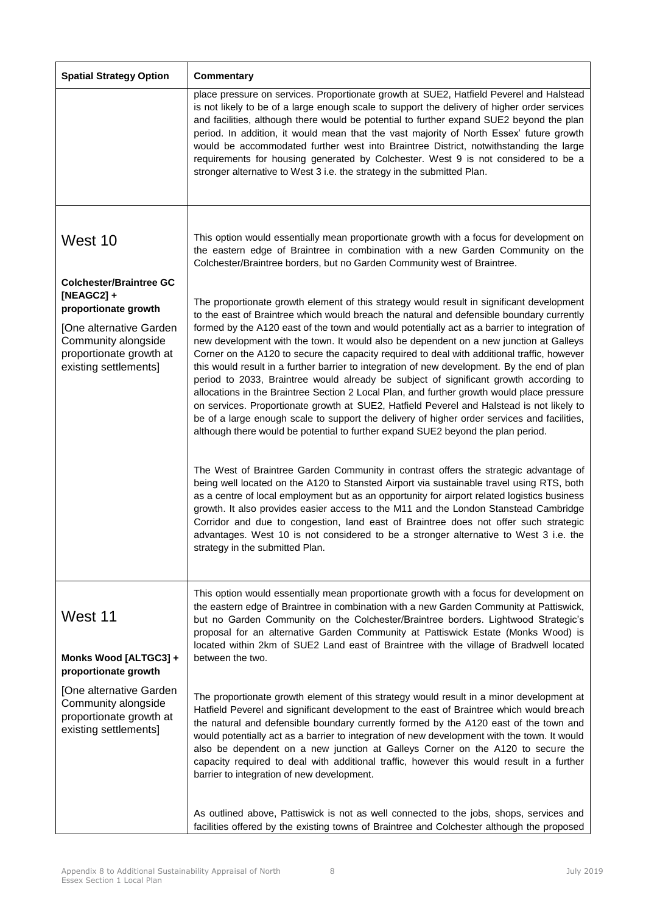| Spatial Strategy Option | Commentary |
|---|---|
| | place pressure on services. Proportionate growth at SUE2, Hatfield Peverel and Halstead is not likely to be of a large enough scale to support the delivery of higher order services and facilities, although there would be potential to further expand SUE2 beyond the plan period. In addition, it would mean that the vast majority of North Essex' future growth would be accommodated further west into Braintree District, notwithstanding the large requirements for housing generated by Colchester. West 9 is not considered to be a stronger alternative to West 3 i.e. the strategy in the submitted Plan. |
| West 10<br><br>**Colchester/Braintree GC [NEAGC2] + proportionate growth**<br><br>[One alternative Garden Community alongside proportionate growth at existing settlements] | This option would essentially mean proportionate growth with a focus for development on the eastern edge of Braintree in combination with a new Garden Community on the Colchester/Braintree borders, but no Garden Community west of Braintree.<br><br>The proportionate growth element of this strategy would result in significant development to the east of Braintree which would breach the natural and defensible boundary currently formed by the A120 east of the town and would potentially act as a barrier to integration of new development with the town. It would also be dependent on a new junction at Galleys Corner on the A120 to secure the capacity required to deal with additional traffic, however this would result in a further barrier to integration of new development. By the end of plan period to 2033, Braintree would already be subject of significant growth according to allocations in the Braintree Section 2 Local Plan, and further growth would place pressure on services. Proportionate growth at SUE2, Hatfield Peverel and Halstead is not likely to be of a large enough scale to support the delivery of higher order services and facilities, although there would be potential to further expand SUE2 beyond the plan period.<br><br>The West of Braintree Garden Community in contrast offers the strategic advantage of being well located on the A120 to Stansted Airport via sustainable travel using RTS, both as a centre of local employment but as an opportunity for airport related logistics business growth. It also provides easier access to the M11 and the London Stanstead Cambridge Corridor and due to congestion, land east of Braintree does not offer such strategic advantages. West 10 is not considered to be a stronger alternative to West 3 i.e. the strategy in the submitted Plan. |
| West 11<br><br>**Monks Wood [ALTGC3] + proportionate growth**<br><br>[One alternative Garden Community alongside proportionate growth at existing settlements] | This option would essentially mean proportionate growth with a focus for development on the eastern edge of Braintree in combination with a new Garden Community at Pattiswick, but no Garden Community on the Colchester/Braintree borders. Lightwood Strategic's proposal for an alternative Garden Community at Pattiswick Estate (Monks Wood) is located within 2km of SUE2 Land east of Braintree with the village of Bradwell located between the two.<br><br>The proportionate growth element of this strategy would result in a minor development at Hatfield Peverel and significant development to the east of Braintree which would breach the natural and defensible boundary currently formed by the A120 east of the town and would potentially act as a barrier to integration of new development with the town. It would also be dependent on a new junction at Galleys Corner on the A120 to secure the capacity required to deal with additional traffic, however this would result in a further barrier to integration of new development.<br><br>As outlined above, Pattiswick is not as well connected to the jobs, shops, services and facilities offered by the existing towns of Braintree and Colchester although the proposed |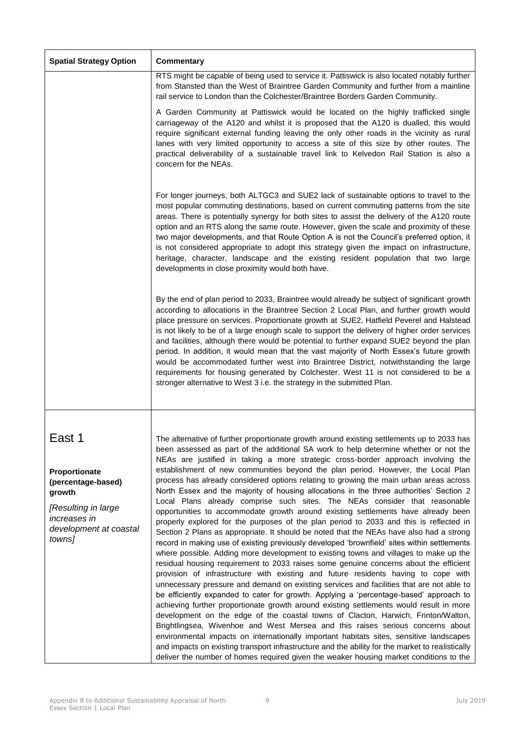| Spatial Strategy Option | Commentary |
|---|---|
| | RTS might be capable of being used to service it. Pattiswick is also located notably further from Stansted than the West of Braintree Garden Community and further from a mainline rail service to London than the Colchester/Braintree Borders Garden Community.<br><br>A Garden Community at Pattiswick would be located on the highly trafficked single carriageway of the A120 and whilst it is proposed that the A120 is dualled, this would require significant external funding leaving the only other roads in the vicinity as rural lanes with very limited opportunity to access a site of this size by other routes. The practical deliverability of a sustainable travel link to Kelvedon Rail Station is also a concern for the NEAs.<br><br>For longer journeys, both ALTGC3 and SUE2 lack of sustainable options to travel to the most popular commuting destinations, based on current commuting patterns from the site areas. There is potentially synergy for both sites to assist the delivery of the A120 route option and an RTS along the same route. However, given the scale and proximity of these two major developments, and that Route Option A is not the Council's preferred option, it is not considered appropriate to adopt this strategy given the impact on infrastructure, heritage, character, landscape and the existing resident population that two large developments in close proximity would both have.<br><br>By the end of plan period to 2033, Braintree would already be subject of significant growth according to allocations in the Braintree Section 2 Local Plan, and further growth would place pressure on services. Proportionate growth at SUE2, Hatfield Peverel and Halstead is not likely to be of a large enough scale to support the delivery of higher order services and facilities, although there would be potential to further expand SUE2 beyond the plan period. In addition, it would mean that the vast majority of North Essex's future growth would be accommodated further west into Braintree District, notwithstanding the large requirements for housing generated by Colchester. West 11 is not considered to be a stronger alternative to West 3 i.e. the strategy in the submitted Plan. |
| East 1<br><br>**Proportionate (percentage-based) growth**<br><br>*[Resulting in large increases in development at coastal towns]* | The alternative of further proportionate growth around existing settlements up to 2033 has been assessed as part of the additional SA work to help determine whether or not the NEAs are justified in taking a more strategic cross-border approach involving the establishment of new communities beyond the plan period. However, the Local Plan process has already considered options relating to growing the main urban areas across North Essex and the majority of housing allocations in the three authorities' Section 2 Local Plans already comprise such sites. The NEAs consider that reasonable opportunities to accommodate growth around existing settlements have already been properly explored for the purposes of the plan period to 2033 and this is reflected in Section 2 Plans as appropriate. It should be noted that the NEAs have also had a strong record in making use of existing previously developed 'brownfield' sites within settlements where possible. Adding more development to existing towns and villages to make up the residual housing requirement to 2033 raises some genuine concerns about the efficient provision of infrastructure with existing and future residents having to cope with unnecessary pressure and demand on existing services and facilities that are not able to be efficiently expanded to cater for growth. Applying a 'percentage-based' approach to achieving further proportionate growth around existing settlements would result in more development on the edge of the coastal towns of Clacton, Harwich, Frinton/Walton, Brightlingsea, Wivenhoe and West Mersea and this raises serious concerns about environmental impacts on internationally important habitats sites, sensitive landscapes and impacts on existing transport infrastructure and the ability for the market to realistically deliver the number of homes required given the weaker housing market conditions to the |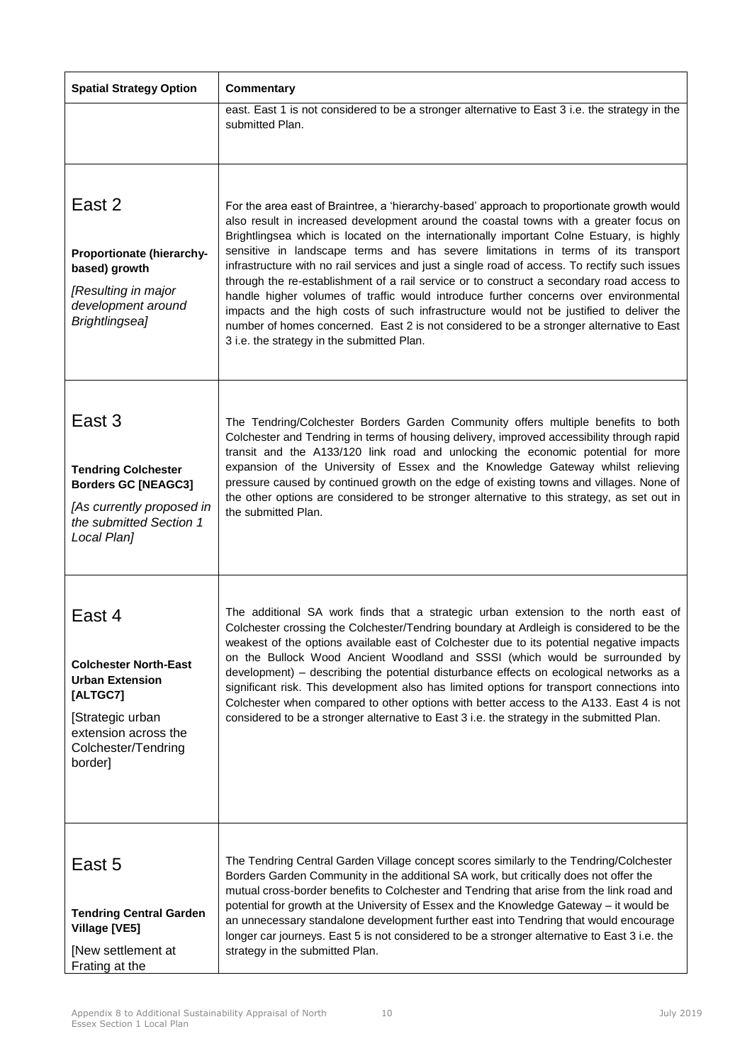| Spatial Strategy Option | Commentary |
| --- | --- |
| | east. East 1 is not considered to be a stronger alternative to East 3 i.e. the strategy in the submitted Plan. |
| East 2<br><br>**Proportionate (hierarchy-based) growth**<br><br>*[Resulting in major development around Brightlingsea]* | For the area east of Braintree, a 'hierarchy-based' approach to proportionate growth would also result in increased development around the coastal towns with a greater focus on Brightlingsea which is located on the internationally important Colne Estuary, is highly sensitive in landscape terms and has severe limitations in terms of its transport infrastructure with no rail services and just a single road of access. To rectify such issues through the re-establishment of a rail service or to construct a secondary road access to handle higher volumes of traffic would introduce further concerns over environmental impacts and the high costs of such infrastructure would not be justified to deliver the number of homes concerned. East 2 is not considered to be a stronger alternative to East 3 i.e. the strategy in the submitted Plan. |
| East 3<br><br>**Tendring Colchester Borders GC [NEAGC3]**<br><br>*[As currently proposed in the submitted Section 1 Local Plan]* | The Tendring/Colchester Borders Garden Community offers multiple benefits to both Colchester and Tendring in terms of housing delivery, improved accessibility through rapid transit and the A133/120 link road and unlocking the economic potential for more expansion of the University of Essex and the Knowledge Gateway whilst relieving pressure caused by continued growth on the edge of existing towns and villages. None of the other options are considered to be stronger alternative to this strategy, as set out in the submitted Plan. |
| East 4<br><br>**Colchester North-East Urban Extension [ALTGC7]**<br><br>[Strategic urban extension across the Colchester/Tendring border] | The additional SA work finds that a strategic urban extension to the north east of Colchester crossing the Colchester/Tendring boundary at Ardleigh is considered to be the weakest of the options available east of Colchester due to its potential negative impacts on the Bullock Wood Ancient Woodland and SSSI (which would be surrounded by development) – describing the potential disturbance effects on ecological networks as a significant risk. This development also has limited options for transport connections into Colchester when compared to other options with better access to the A133. East 4 is not considered to be a stronger alternative to East 3 i.e. the strategy in the submitted Plan. |
| East 5<br><br>**Tendring Central Garden Village [VE5]**<br><br>[New settlement at Frating at the | The Tendring Central Garden Village concept scores similarly to the Tendring/Colchester Borders Garden Community in the additional SA work, but critically does not offer the mutual cross-border benefits to Colchester and Tendring that arise from the link road and potential for growth at the University of Essex and the Knowledge Gateway – it would be an unnecessary standalone development further east into Tendring that would encourage longer car journeys. East 5 is not considered to be a stronger alternative to East 3 i.e. the strategy in the submitted Plan. |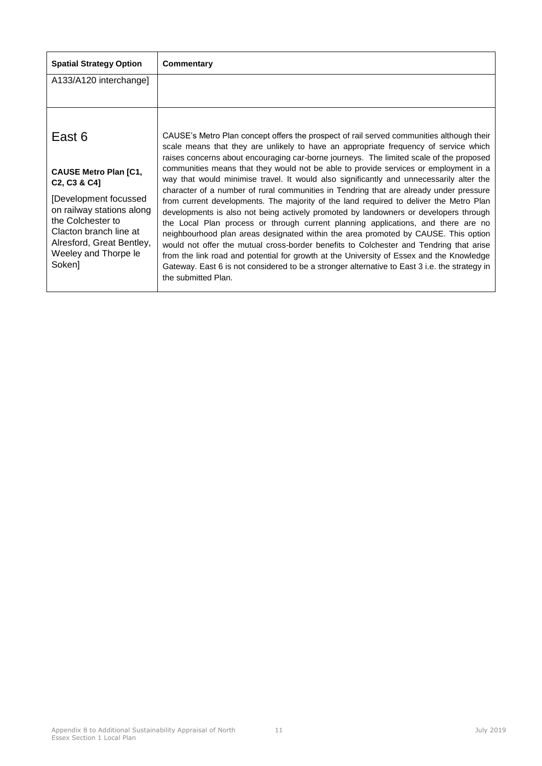| Spatial Strategy Option | Commentary |
|---|---|
| A133/A120 interchange] | |
| East 6<br><br>**CAUSE Metro Plan [C1, C2, C3 & C4]**<br><br>[Development focussed on railway stations along the Colchester to Clacton branch line at Alresford, Great Bentley, Weeley and Thorpe le Soken] | CAUSE's Metro Plan concept offers the prospect of rail served communities although their scale means that they are unlikely to have an appropriate frequency of service which raises concerns about encouraging car-borne journeys. The limited scale of the proposed communities means that they would not be able to provide services or employment in a way that would minimise travel. It would also significantly and unnecessarily alter the character of a number of rural communities in Tendring that are already under pressure from current developments. The majority of the land required to deliver the Metro Plan developments is also not being actively promoted by landowners or developers through the Local Plan process or through current planning applications, and there are no neighbourhood plan areas designated within the area promoted by CAUSE. This option would not offer the mutual cross-border benefits to Colchester and Tendring that arise from the link road and potential for growth at the University of Essex and the Knowledge Gateway. East 6 is not considered to be a stronger alternative to East 3 i.e. the strategy in the submitted Plan. |